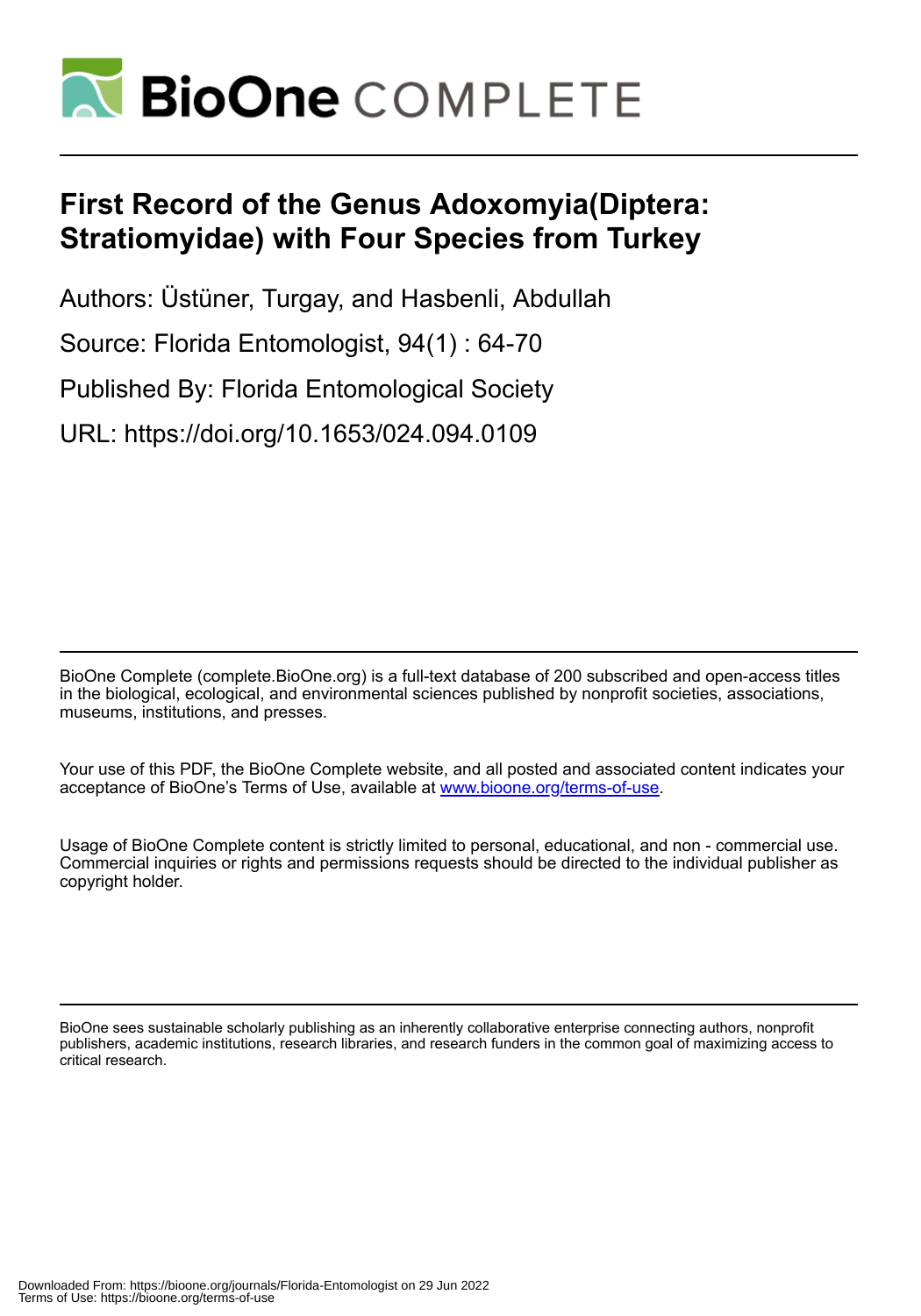# First Record of the Genus Adoxomyia(Diptera: Stratiomyidae) with Four Species from Turkey

Authors: Üstüner, Turgay, and Hasbenli, Abdullah

Source: Florida Entomologist, 94(1) : 64-70

Published By: Florida Entomological Society

URL: https://doi.org/10.1653/024.094.0109

BioOne Complete (complete.BioOne.org) is a full-text database of 200 subscribed and open-access titles in the biological, ecological, and environmental sciences published by nonprofit societies, associations, museums, institutions, and presses.

Your use of this PDF, the BioOne Complete website, and all posted and associated content indicates your acceptance of BioOne's Terms of Use, available at www.bioone.org/terms-of-use.

Usage of BioOne Complete content is strictly limited to personal, educational, and non - commercial use. Commercial inquiries or rights and permissions requests should be directed to the individual publisher as copyright holder.

BioOne sees sustainable scholarly publishing as an inherently collaborative enterprise connecting authors, nonprofit publishers, academic institutions, research libraries, and research funders in the common goal of maximizing access to critical research.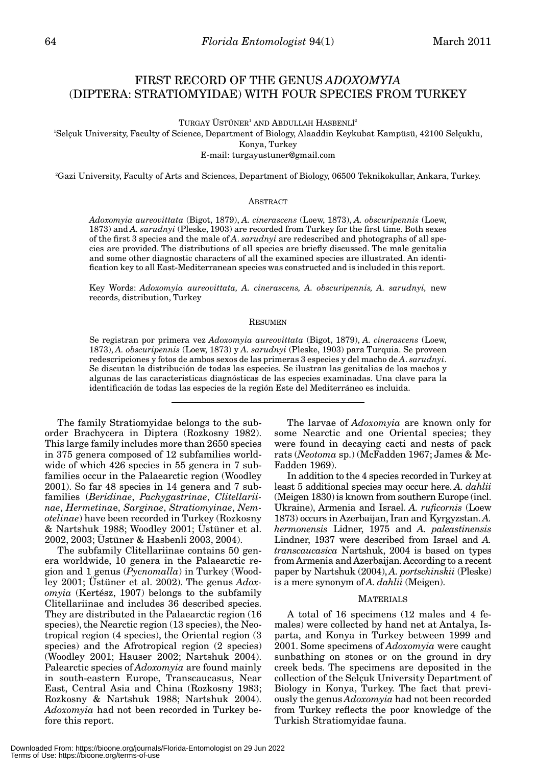# FIRST RECORD OF THE GENUS *ADOXOMYIA* (DIPTERA: STRATIOMYIDAE) WITH FOUR SPECIES FROM TURKEY

TURGAY ÜSTÜNER[1] AND ABDULLAH HASBENLİ[2]

[1]Selçuk University, Faculty of Science, Department of Biology, Alaaddin Keykubat Kampüsü, 42100 Selçuklu, Konya, Turkey
E-mail: turgayustuner@gmail.com

[2]Gazi University, Faculty of Arts and Sciences, Department of Biology, 06500 Teknikokullar, Ankara, Turkey.

## ABSTRACT

*Adoxomyia aureovittata* (Bigot, 1879), *A. cinerascens* (Loew, 1873), *A. obscuripennis* (Loew, 1873) and *A. sarudnyi* (Pleske, 1903) are recorded from Turkey for the first time. Both sexes of the first 3 species and the male of *A. sarudnyi* are redescribed and photographs of all species are provided. The distributions of all species are briefly discussed. The male genitalia and some other diagnostic characters of all the examined species are illustrated. An identification key to all East-Mediterranean species was constructed and is included in this report.

Key Words: *Adoxomyia aureovittata, A. cinerascens, A. obscuripennis, A. sarudnyi,* new records, distribution, Turkey

## RESUMEN

Se registran por primera vez *Adoxomyia aureovittata* (Bigot, 1879), *A. cinerascens* (Loew, 1873), *A. obscuripennis* (Loew, 1873) y *A. sarudnyi* (Pleske, 1903) para Turquia. Se proveen redescripciones y fotos de ambos sexos de las primeras 3 especies y del macho de *A. sarudnyi*. Se discutan la distribución de todas las especies. Se ilustran las genitalias de los machos y algunas de las caracteristicas diagnósticas de las especies examinadas. Una clave para la identificación de todas las especies de la región Este del Mediterráneo es incluida.

---

The family Stratiomyidae belongs to the suborder Brachycera in Diptera (Rozkosny 1982). This large family includes more than 2650 species in 375 genera composed of 12 subfamilies worldwide of which 426 species in 55 genera in 7 subfamilies occur in the Palaearctic region (Woodley 2001). So far 48 species in 14 genera and 7 subfamilies (*Beridinae*, *Pachygastrinae*, *Clitellariinae*, *Hermetinae*, *Sarginae*, *Stratiomyinae*, *Nemotelinae*) have been recorded in Turkey (Rozkosny & Nartshuk 1988; Woodley 2001; Üstüner et al. 2002, 2003; Üstüner & Hasbenli 2003, 2004).

The subfamily Clitellariinae contains 50 genera worldwide, 10 genera in the Palaearctic region and 1 genus (*Pycnomalla*) in Turkey (Woodley 2001; Üstüner et al. 2002). The genus *Adoxomyia* (Kertész, 1907) belongs to the subfamily Clitellariinae and includes 36 described species. They are distributed in the Palaearctic region (16 species), the Nearctic region (13 species), the Neotropical region (4 species), the Oriental region (3 species) and the Afrotropical region (2 species) (Woodley 2001; Hauser 2002; Nartshuk 2004). Palearctic species of *Adoxomyia* are found mainly in south-eastern Europe, Transcaucasus, Near East, Central Asia and China (Rozkosny 1983; Rozkosny & Nartshuk 1988; Nartshuk 2004). *Adoxomyia* had not been recorded in Turkey before this report.

The larvae of *Adoxomyia* are known only for some Nearctic and one Oriental species; they were found in decaying cacti and nests of pack rats (*Neotoma* sp.) (McFadden 1967; James & McFadden 1969).

In addition to the 4 species recorded in Turkey at least 5 additional species may occur here. *A. dahlii* (Meigen 1830) is known from southern Europe (incl. Ukraine), Armenia and Israel. *A. ruficornis* (Loew 1873) occurs in Azerbaijan, Iran and Kyrgyzstan. *A. hermonensis* Lidner, 1975 and *A. paleastinensis* Lindner, 1937 were described from Israel and *A. transcaucasica* Nartshuk, 2004 is based on types from Armenia and Azerbaijan. According to a recent paper by Nartshuk (2004), *A. portschinskii* (Pleske) is a mere synonym of *A. dahlii* (Meigen).

## MATERIALS

A total of 16 specimens (12 males and 4 females) were collected by hand net at Antalya, Isparta, and Konya in Turkey between 1999 and 2001. Some specimens of *Adoxomyia* were caught sunbathing on stones or on the ground in dry creek beds. The specimens are deposited in the collection of the Selçuk University Department of Biology in Konya, Turkey. The fact that previously the genus *Adoxomyia* had not been recorded from Turkey reflects the poor knowledge of the Turkish Stratiomyidae fauna.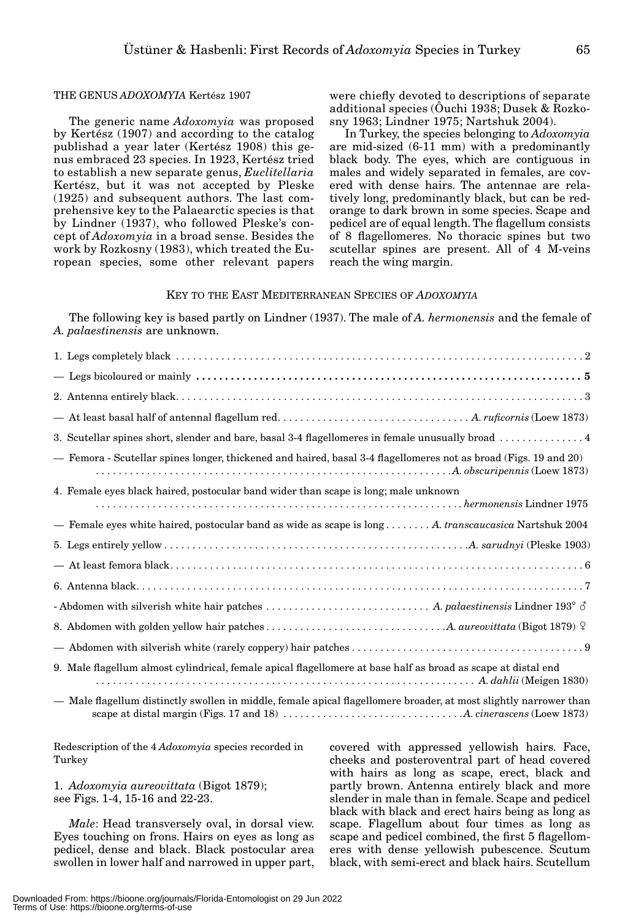### THE GENUS *ADOXOMYIA* Kertész 1907

The generic name *Adoxomyia* was proposed by Kertész (1907) and according to the catalog publishad a year later (Kertész 1908) this genus embraced 23 species. In 1923, Kertész tried to establish a new separate genus, *Euclitellaria* Kertész, but it was not accepted by Pleske (1925) and subsequent authors. The last comprehensive key to the Palaearctic species is that by Lindner (1937), who followed Pleske's concept of *Adoxomyia* in a broad sense. Besides the work by Rozkosny (1983), which treated the European species, some other relevant papers were chiefly devoted to descriptions of separate additional species (Ôuchi 1938; Dusek & Rozkosny 1963; Lindner 1975; Nartshuk 2004).

In Turkey, the species belonging to *Adoxomyia* are mid-sized (6-11 mm) with a predominantly black body. The eyes, which are contiguous in males and widely separated in females, are covered with dense hairs. The antennae are relatively long, predominantly black, but can be red-orange to dark brown in some species. Scape and pedicel are of equal length. The flagellum consists of 8 flagellomeres. No thoracic spines but two scutellar spines are present. All of 4 M-veins reach the wing margin.

### KEY TO THE EAST MEDITERRANEAN SPECIES OF *ADOXOMYIA*

The following key is based partly on Lindner (1937). The male of *A. hermonensis* and the female of *A. palaestinensis* are unknown.

1. Legs completely black ........ 2
— Legs bicoloured or mainly ........ **5**
2. Antenna entirely black........ 3
— At least basal half of antennal flagellum red........ *A. ruficornis* (Loew 1873)
3. Scutellar spines short, slender and bare, basal 3-4 flagellomeres in female unusually broad ........ 4
— Femora - Scutellar spines longer, thickened and haired, basal 3-4 flagellomeres not as broad (Figs. 19 and 20) ........ *A. obscuripennis* (Loew 1873)
4. Female eyes black haired, postocular band wider than scape is long; male unknown ........ *hermonensis* Lindner 1975
— Female eyes white haired, postocular band as wide as scape is long ........ *A. transcaucasica* Nartshuk 2004
5. Legs entirely yellow ........ *A. sarudnyi* (Pleske 1903)
— At least femora black........ 6
6. Antenna black........ 7
- Abdomen with silverish white hair patches ........ *A. palaestinensis* Lindner 193° ♂
8. Abdomen with golden yellow hair patches ........ *A. aureovittata* (Bigot 1879) ♀
— Abdomen with silverish white (rarely coppery) hair patches ........ 9
9. Male flagellum almost cylindrical, female apical flagellomere at base half as broad as scape at distal end ........ *A. dahlii* (Meigen 1830)
— Male flagellum distinctly swollen in middle, female apical flagellomere broader, at most slightly narrower than scape at distal margin (Figs. 17 and 18) ........ *A. cinerascens* (Loew 1873)

Redescription of the 4 *Adoxomyia* species recorded in Turkey

1. *Adoxomyia aureovittata* (Bigot 1879); see Figs. 1-4, 15-16 and 22-23.

*Male*: Head transversely oval, in dorsal view. Eyes touching on frons. Hairs on eyes as long as pedicel, dense and black. Black postocular area swollen in lower half and narrowed in upper part, covered with appressed yellowish hairs. Face, cheeks and posteroventral part of head covered with hairs as long as scape, erect, black and partly brown. Antenna entirely black and more slender in male than in female. Scape and pedicel black with black and erect hairs being as long as scape. Flagellum about four times as long as scape and pedicel combined, the first 5 flagellomeres with dense yellowish pubescence. Scutum black, with semi-erect and black hairs. Scutellum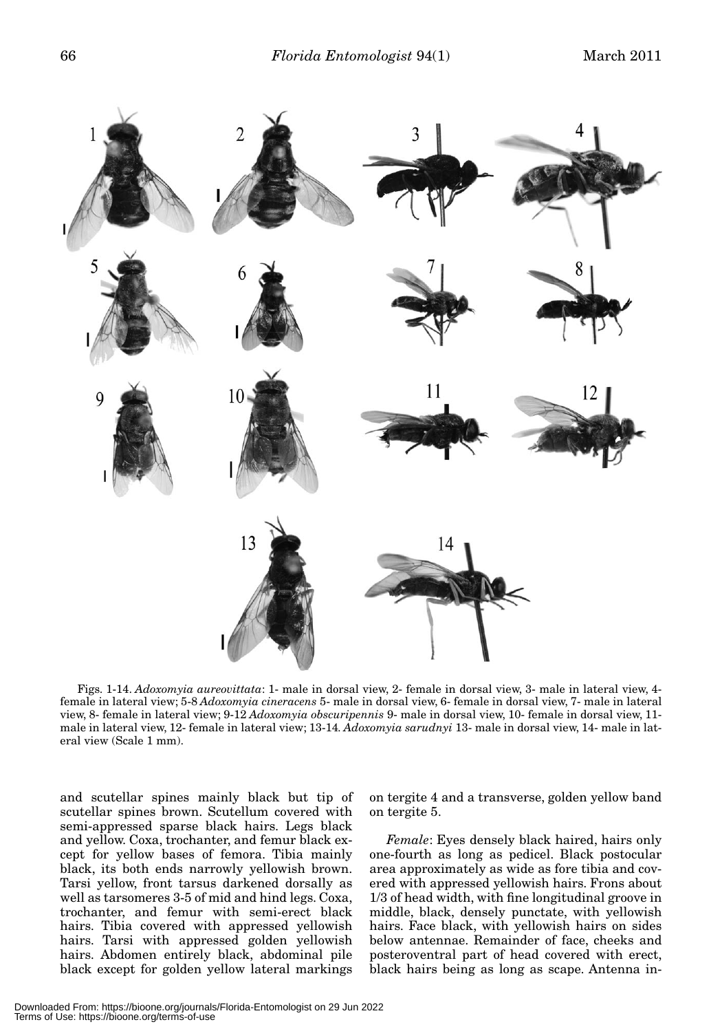Figs. 1-14. *Adoxomyia aureovittata*: 1- male in dorsal view, 2- female in dorsal view, 3- male in lateral view, 4- female in lateral view; 5-8 *Adoxomyia cineracens* 5- male in dorsal view, 6- female in dorsal view, 7- male in lateral view, 8- female in lateral view; 9-12 *Adoxomyia obscuripennis* 9- male in dorsal view, 10- female in dorsal view, 11- male in lateral view, 12- female in lateral view; 13-14. *Adoxomyia sarudnyi* 13- male in dorsal view, 14- male in lateral view (Scale 1 mm).

and scutellar spines mainly black but tip of scutellar spines brown. Scutellum covered with semi-appressed sparse black hairs. Legs black and yellow. Coxa, trochanter, and femur black except for yellow bases of femora. Tibia mainly black, its both ends narrowly yellowish brown. Tarsi yellow, front tarsus darkened dorsally as well as tarsomeres 3-5 of mid and hind legs. Coxa, trochanter, and femur with semi-erect black hairs. Tibia covered with appressed yellowish hairs. Tarsi with appressed golden yellowish hairs. Abdomen entirely black, abdominal pile black except for golden yellow lateral markings on tergite 4 and a transverse, golden yellow band on tergite 5.

*Female*: Eyes densely black haired, hairs only one-fourth as long as pedicel. Black postocular area approximately as wide as fore tibia and covered with appressed yellowish hairs. Frons about 1/3 of head width, with fine longitudinal groove in middle, black, densely punctate, with yellowish hairs. Face black, with yellowish hairs on sides below antennae. Remainder of face, cheeks and posteroventral part of head covered with erect, black hairs being as long as scape. Antenna in-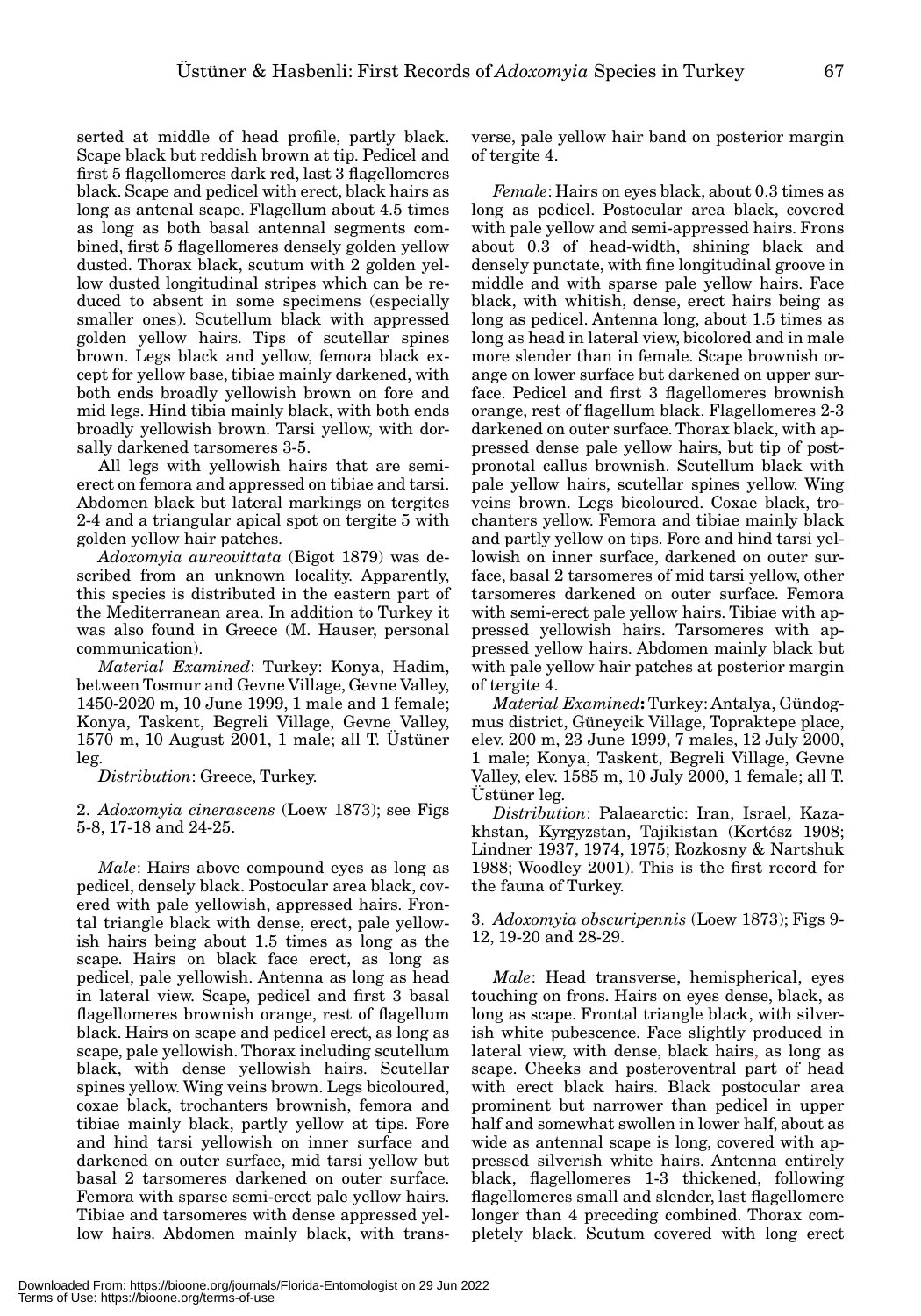serted at middle of head profile, partly black. Scape black but reddish brown at tip. Pedicel and first 5 flagellomeres dark red, last 3 flagellomeres black. Scape and pedicel with erect, black hairs as long as antenal scape. Flagellum about 4.5 times as long as both basal antennal segments combined, first 5 flagellomeres densely golden yellow dusted. Thorax black, scutum with 2 golden yellow dusted longitudinal stripes which can be reduced to absent in some specimens (especially smaller ones). Scutellum black with appressed golden yellow hairs. Tips of scutellar spines brown. Legs black and yellow, femora black except for yellow base, tibiae mainly darkened, with both ends broadly yellowish brown on fore and mid legs. Hind tibia mainly black, with both ends broadly yellowish brown. Tarsi yellow, with dorsally darkened tarsomeres 3-5.

All legs with yellowish hairs that are semierect on femora and appressed on tibiae and tarsi. Abdomen black but lateral markings on tergites 2-4 and a triangular apical spot on tergite 5 with golden yellow hair patches.

*Adoxomyia aureovittata* (Bigot 1879) was described from an unknown locality. Apparently, this species is distributed in the eastern part of the Mediterranean area. In addition to Turkey it was also found in Greece (M. Hauser, personal communication).

*Material Examined*: Turkey: Konya, Hadim, between Tosmur and Gevne Village, Gevne Valley, 1450-2020 m, 10 June 1999, 1 male and 1 female; Konya, Taskent, Begreli Village, Gevne Valley, 1570 m, 10 August 2001, 1 male; all T. Üstüner leg.

*Distribution*: Greece, Turkey.

2. *Adoxomyia cinerascens* (Loew 1873); see Figs 5-8, 17-18 and 24-25.

*Male*: Hairs above compound eyes as long as pedicel, densely black. Postocular area black, covered with pale yellowish, appressed hairs. Frontal triangle black with dense, erect, pale yellowish hairs being about 1.5 times as long as the scape. Hairs on black face erect, as long as pedicel, pale yellowish. Antenna as long as head in lateral view. Scape, pedicel and first 3 basal flagellomeres brownish orange, rest of flagellum black. Hairs on scape and pedicel erect, as long as scape, pale yellowish. Thorax including scutellum black, with dense yellowish hairs. Scutellar spines yellow. Wing veins brown. Legs bicoloured, coxae black, trochanters brownish, femora and tibiae mainly black, partly yellow at tips. Fore and hind tarsi yellowish on inner surface and darkened on outer surface, mid tarsi yellow but basal 2 tarsomeres darkened on outer surface. Femora with sparse semi-erect pale yellow hairs. Tibiae and tarsomeres with dense appressed yellow hairs. Abdomen mainly black, with transverse, pale yellow hair band on posterior margin of tergite 4.

*Female*: Hairs on eyes black, about 0.3 times as long as pedicel. Postocular area black, covered with pale yellow and semi-appressed hairs. Frons about 0.3 of head-width, shining black and densely punctate, with fine longitudinal groove in middle and with sparse pale yellow hairs. Face black, with whitish, dense, erect hairs being as long as pedicel. Antenna long, about 1.5 times as long as head in lateral view, bicolored and in male more slender than in female. Scape brownish orange on lower surface but darkened on upper surface. Pedicel and first 3 flagellomeres brownish orange, rest of flagellum black. Flagellomeres 2-3 darkened on outer surface. Thorax black, with appressed dense pale yellow hairs, but tip of postpronotal callus brownish. Scutellum black with pale yellow hairs, scutellar spines yellow. Wing veins brown. Legs bicoloured. Coxae black, trochanters yellow. Femora and tibiae mainly black and partly yellow on tips. Fore and hind tarsi yellowish on inner surface, darkened on outer surface, basal 2 tarsomeres of mid tarsi yellow, other tarsomeres darkened on outer surface. Femora with semi-erect pale yellow hairs. Tibiae with appressed yellowish hairs. Tarsomeres with appressed yellow hairs. Abdomen mainly black but with pale yellow hair patches at posterior margin of tergite 4.

*Material Examined*: Turkey: Antalya, Gündogmus district, Güneycik Village, Topraktepe place, elev. 200 m, 23 June 1999, 7 males, 12 July 2000, 1 male; Konya, Taskent, Begreli Village, Gevne Valley, elev. 1585 m, 10 July 2000, 1 female; all T. Üstüner leg.

*Distribution*: Palaearctic: Iran, Israel, Kazakhstan, Kyrgyzstan, Tajikistan (Kertész 1908; Lindner 1937, 1974, 1975; Rozkosny & Nartshuk 1988; Woodley 2001). This is the first record for the fauna of Turkey.

3. *Adoxomyia obscuripennis* (Loew 1873); Figs 9-12, 19-20 and 28-29.

*Male*: Head transverse, hemispherical, eyes touching on frons. Hairs on eyes dense, black, as long as scape. Frontal triangle black, with silverish white pubescence. Face slightly produced in lateral view, with dense, black hairs, as long as scape. Cheeks and posteroventral part of head with erect black hairs. Black postocular area prominent but narrower than pedicel in upper half and somewhat swollen in lower half, about as wide as antennal scape is long, covered with appressed silverish white hairs. Antenna entirely black, flagellomeres 1-3 thickened, following flagellomeres small and slender, last flagellomere longer than 4 preceding combined. Thorax completely black. Scutum covered with long erect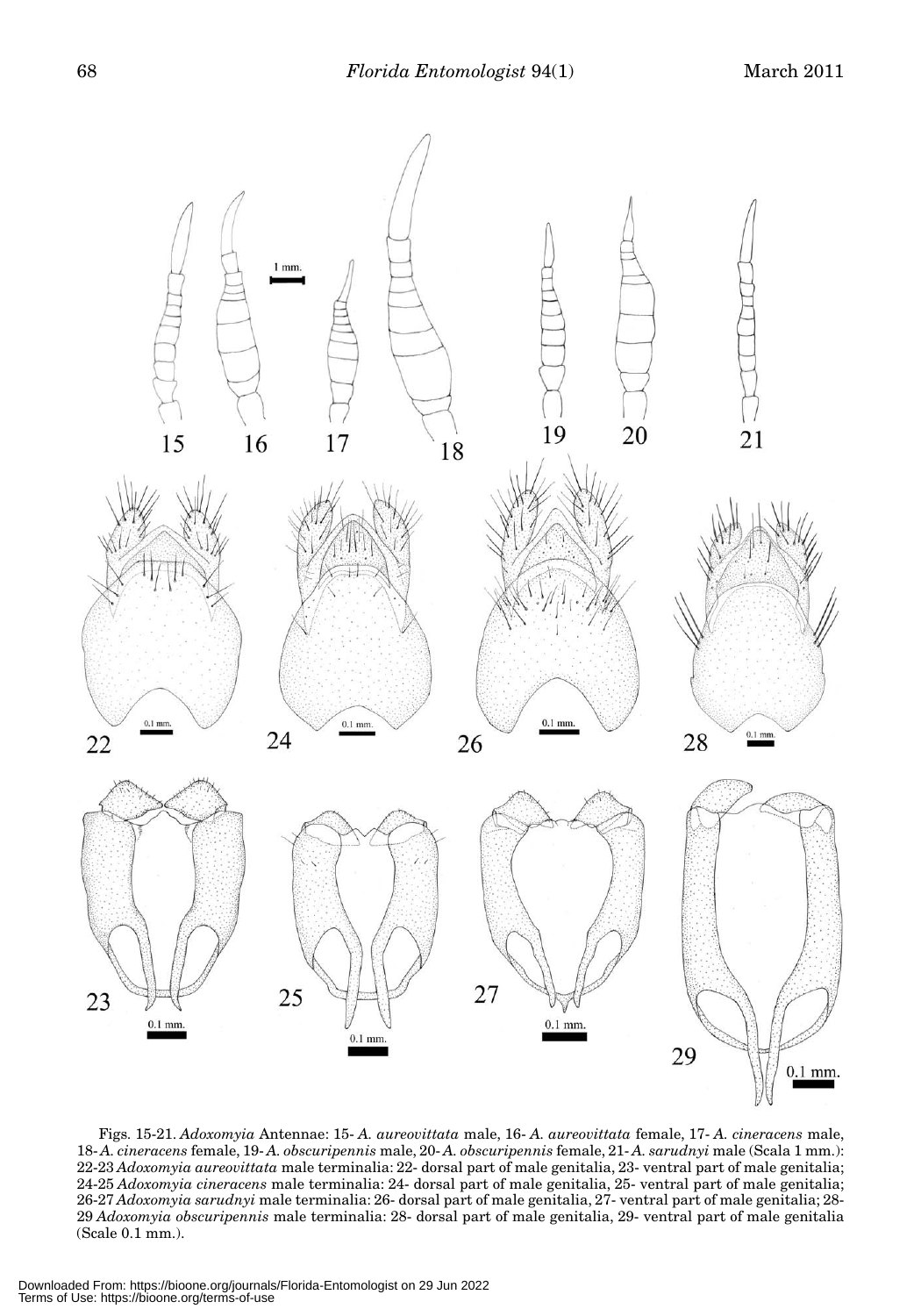Figs. 15-21. *Adoxomyia* Antennae: 15- *A. aureovittata* male, 16- *A. aureovittata* female, 17- *A. cineracens* male, 18- *A. cineracens* female, 19- *A. obscuripennis* male, 20- *A. obscuripennis* female, 21- *A. sarudnyi* male (Scala 1 mm.): 22-23 *Adoxomyia aureovittata* male terminalia: 22- dorsal part of male genitalia, 23- ventral part of male genitalia; 24-25 *Adoxomyia cineracens* male terminalia: 24- dorsal part of male genitalia, 25- ventral part of male genitalia; 26-27 *Adoxomyia sarudnyi* male terminalia: 26- dorsal part of male genitalia, 27- ventral part of male genitalia; 28-29 *Adoxomyia obscuripennis* male terminalia: 28- dorsal part of male genitalia, 29- ventral part of male genitalia (Scale 0.1 mm.).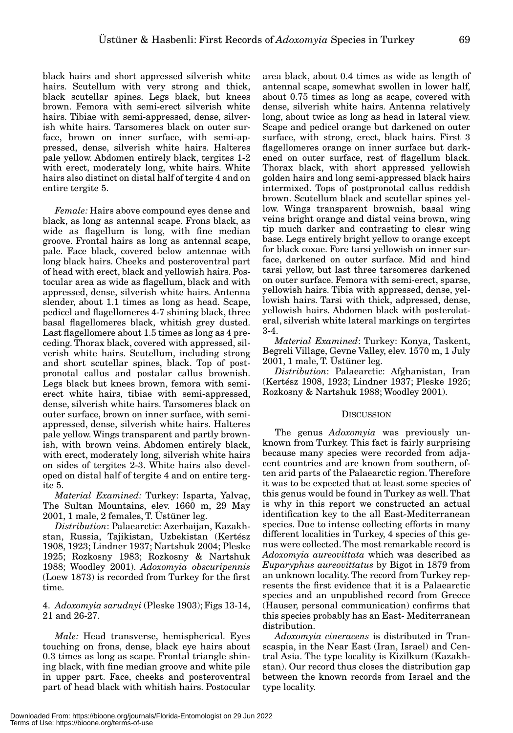black hairs and short appressed silverish white hairs. Scutellum with very strong and thick, black scutellar spines. Legs black, but knees brown. Femora with semi-erect silverish white hairs. Tibiae with semi-appressed, dense, silverish white hairs. Tarsomeres black on outer surface, brown on inner surface, with semi-appressed, dense, silverish white hairs. Halteres pale yellow. Abdomen entirely black, tergites 1-2 with erect, moderately long, white hairs. White hairs also distinct on distal half of tergite 4 and on entire tergite 5.

*Female:* Hairs above compound eyes dense and black, as long as antennal scape. Frons black, as wide as flagellum is long, with fine median groove. Frontal hairs as long as antennal scape, pale. Face black, covered below antennae with long black hairs. Cheeks and posteroventral part of head with erect, black and yellowish hairs. Postocular area as wide as flagellum, black and with appressed, dense, silverish white hairs. Antenna slender, about 1.1 times as long as head. Scape, pedicel and flagellomeres 4-7 shining black, three basal flagellomeres black, whitish grey dusted. Last flagellomere about 1.5 times as long as 4 preceding. Thorax black, covered with appressed, silverish white hairs. Scutellum, including strong and short scutellar spines, black. Top of postpronotal callus and postalar callus brownish. Legs black but knees brown, femora with semi-erect white hairs, tibiae with semi-appressed, dense, silverish white hairs. Tarsomeres black on outer surface, brown on inner surface, with semi-appressed, dense, silverish white hairs. Halteres pale yellow. Wings transparent and partly brownish, with brown veins. Abdomen entirely black, with erect, moderately long, silverish white hairs on sides of tergites 2-3. White hairs also developed on distal half of tergite 4 and on entire tergite 5.

*Material Examined:* Turkey: Isparta, Yalvaç, The Sultan Mountains, elev. 1660 m, 29 May 2001, 1 male, 2 females, T. Üstüner leg.

*Distribution*: Palaearctic: Azerbaijan, Kazakhstan, Russia, Tajikistan, Uzbekistan (Kertész 1908, 1923; Lindner 1937; Nartshuk 2004; Pleske 1925; Rozkosny 1983; Rozkosny & Nartshuk 1988; Woodley 2001). *Adoxomyia obscuripennis* (Loew 1873) is recorded from Turkey for the first time.

4. *Adoxomyia sarudnyi* (Pleske 1903); Figs 13-14, 21 and 26-27.

*Male:* Head transverse, hemispherical. Eyes touching on frons, dense, black eye hairs about 0.3 times as long as scape. Frontal triangle shining black, with fine median groove and white pile in upper part. Face, cheeks and posteroventral part of head black with whitish hairs. Postocular area black, about 0.4 times as wide as length of antennal scape, somewhat swollen in lower half, about 0.75 times as long as scape, covered with dense, silverish white hairs. Antenna relatively long, about twice as long as head in lateral view. Scape and pedicel orange but darkened on outer surface, with strong, erect, black hairs. First 3 flagellomeres orange on inner surface but darkened on outer surface, rest of flagellum black. Thorax black, with short appressed yellowish golden hairs and long semi-appressed black hairs intermixed. Tops of postpronotal callus reddish brown. Scutellum black and scutellar spines yellow. Wings transparent brownish, basal wing veins bright orange and distal veins brown, wing tip much darker and contrasting to clear wing base. Legs entirely bright yellow to orange except for black coxae. Fore tarsi yellowish on inner surface, darkened on outer surface. Mid and hind tarsi yellow, but last three tarsomeres darkened on outer surface. Femora with semi-erect, sparse, yellowish hairs. Tibia with appressed, dense, yellowish hairs. Tarsi with thick, adpressed, dense, yellowish hairs. Abdomen black with posterolateral, silverish white lateral markings on tergirtes 3-4.

*Material Examined*: Turkey: Konya, Taskent, Begreli Village, Gevne Valley, elev. 1570 m, 1 July 2001, 1 male, T. Üstüner leg.

*Distribution*: Palaearctic: Afghanistan, Iran (Kertész 1908, 1923; Lindner 1937; Pleske 1925; Rozkosny & Nartshuk 1988; Woodley 2001).

## Discussion

The genus *Adoxomyia* was previously unknown from Turkey. This fact is fairly surprising because many species were recorded from adjacent countries and are known from southern, often arid parts of the Palaearctic region. Therefore it was to be expected that at least some species of this genus would be found in Turkey as well. That is why in this report we constructed an actual identification key to the all East-Mediterranean species. Due to intense collecting efforts in many different localities in Turkey, 4 species of this genus were collected. The most remarkable record is *Adoxomyia aureovittata* which was described as *Euparyphus aureovittatus* by Bigot in 1879 from an unknown locality. The record from Turkey represents the first evidence that it is a Palaearctic species and an unpublished record from Greece (Hauser, personal communication) confirms that this species probably has an East- Mediterranean distribution.

*Adoxomyia cineracens* is distributed in Transcaspia, in the Near East (Iran, Israel) and Central Asia. The type locality is Kizilkum (Kazakhstan). Our record thus closes the distribution gap between the known records from Israel and the type locality.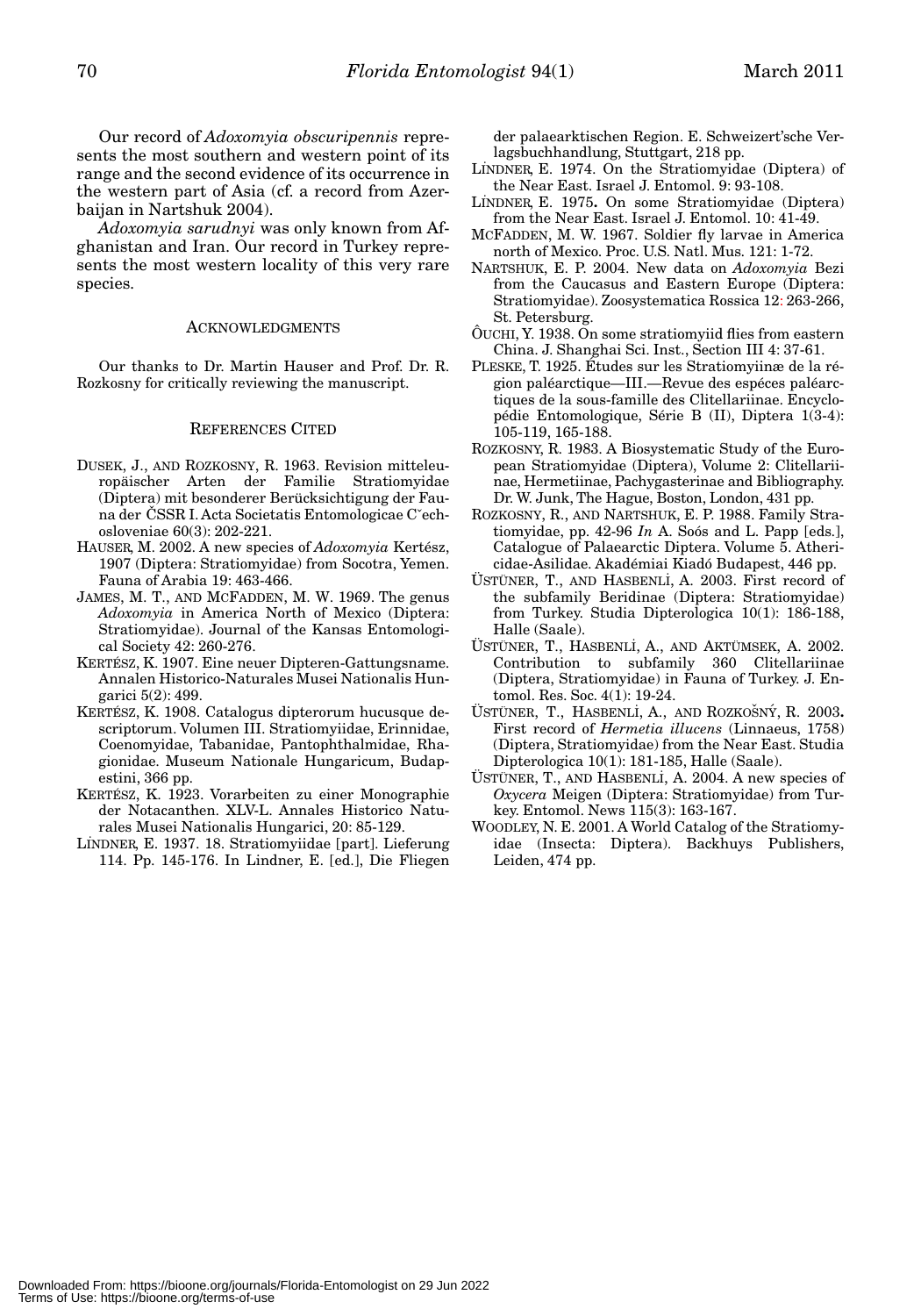Our record of *Adoxomyia obscuripennis* represents the most southern and western point of its range and the second evidence of its occurrence in the western part of Asia (cf. a record from Azerbaijan in Nartshuk 2004).

*Adoxomyia sarudnyi* was only known from Afghanistan and Iran. Our record in Turkey represents the most western locality of this very rare species.

## ACKNOWLEDGMENTS

Our thanks to Dr. Martin Hauser and Prof. Dr. R. Rozkosny for critically reviewing the manuscript.

## REFERENCES CITED

DUSEK, J., AND ROZKOSNY, R. 1963. Revision mitteleuropäischer Arten der Familie Stratiomyidae (Diptera) mit besonderer Berücksichtigung der Fauna der ČSSR I. Acta Societatis Entomologicae Cˇechosloveniae 60(3): 202-221.

HAUSER, M. 2002. A new species of *Adoxomyia* Kertész, 1907 (Diptera: Stratiomyidae) from Socotra, Yemen. Fauna of Arabia 19: 463-466.

JAMES, M. T., AND MCFADDEN, M. W. 1969. The genus *Adoxomyia* in America North of Mexico (Diptera: Stratiomyidae). Journal of the Kansas Entomological Society 42: 260-276.

KERTÉSZ, K. 1907. Eine neuer Dipteren-Gattungsname. Annalen Historico-Naturales Musei Nationalis Hungarici 5(2): 499.

KERTÉSZ, K. 1908. Catalogus dipterorum hucusque descriptorum. Volumen III. Stratiomyiidae, Erinnidae, Coenomyidae, Tabanidae, Pantophthalmidae, Rhagionidae. Museum Nationale Hungaricum, Budapestini, 366 pp.

KERTÉSZ, K. 1923. Vorarbeiten zu einer Monographie der Notacanthen. XLV-L. Annales Historico Naturales Musei Nationalis Hungarici, 20: 85-129.

LİNDNER, E. 1937. 18. Stratiomyiidae [part]. Lieferung 114. Pp. 145-176. In Lindner, E. [ed.], Die Fliegen der palaearktischen Region. E. Schweizert'sche Verlagsbuchhandlung, Stuttgart, 218 pp.

LİNDNER, E. 1974. On the Stratiomyidae (Diptera) of the Near East. Israel J. Entomol. 9: 93-108.

LİNDNER, E. 1975**.** On some Stratiomyidae (Diptera) from the Near East. Israel J. Entomol. 10: 41-49.

MCFADDEN, M. W. 1967. Soldier fly larvae in America north of Mexico. Proc. U.S. Natl. Mus. 121: 1-72.

NARTSHUK, E. P. 2004. New data on *Adoxomyia* Bezi from the Caucasus and Eastern Europe (Diptera: Stratiomyidae). Zoosystematica Rossica 12: 263-266, St. Petersburg.

ÔUCHI, Y. 1938. On some stratiomyiid flies from eastern China. J. Shanghai Sci. Inst., Section III 4: 37-61.

PLESKE, T. 1925. Études sur les Stratiomyiinæ de la région paléarctique—III.—Revue des espéces paléarctiques de la sous-famille des Clitellariinae. Encyclopédie Entomologique, Série B (II), Diptera 1(3-4): 105-119, 165-188.

ROZKOSNY, R. 1983. A Biosystematic Study of the European Stratiomyidae (Diptera), Volume 2: Clitellariinae, Hermetiinae, Pachygasterinae and Bibliography. Dr. W. Junk, The Hague, Boston, London, 431 pp.

ROZKOSNY, R., AND NARTSHUK, E. P. 1988. Family Stratiomyidae, pp. 42-96 *In* A. Soós and L. Papp [eds.], Catalogue of Palaearctic Diptera. Volume 5. Athericidae-Asilidae. Akadémiai Kiadó Budapest, 446 pp.

ÜSTÜNER, T., AND HASBENLİ, A. 2003. First record of the subfamily Beridinae (Diptera: Stratiomyidae) from Turkey. Studia Dipterologica 10(1): 186-188, Halle (Saale).

ÜSTÜNER, T., HASBENLİ, A., AND AKTÜMSEK, A. 2002. Contribution to subfamily 360 Clitellariinae (Diptera, Stratiomyidae) in Fauna of Turkey. J. Entomol. Res. Soc. 4(1): 19-24.

ÜSTÜNER, T., HASBENLİ, A., AND ROZKOŠNÝ, R. 2003**.** First record of *Hermetia illucens* (Linnaeus, 1758) (Diptera, Stratiomyidae) from the Near East. Studia Dipterologica 10(1): 181-185, Halle (Saale).

ÜSTÜNER, T., AND HASBENLİ, A. 2004. A new species of *Oxycera* Meigen (Diptera: Stratiomyidae) from Turkey. Entomol. News 115(3): 163-167.

WOODLEY, N. E. 2001. A World Catalog of the Stratiomyidae (Insecta: Diptera). Backhuys Publishers, Leiden, 474 pp.